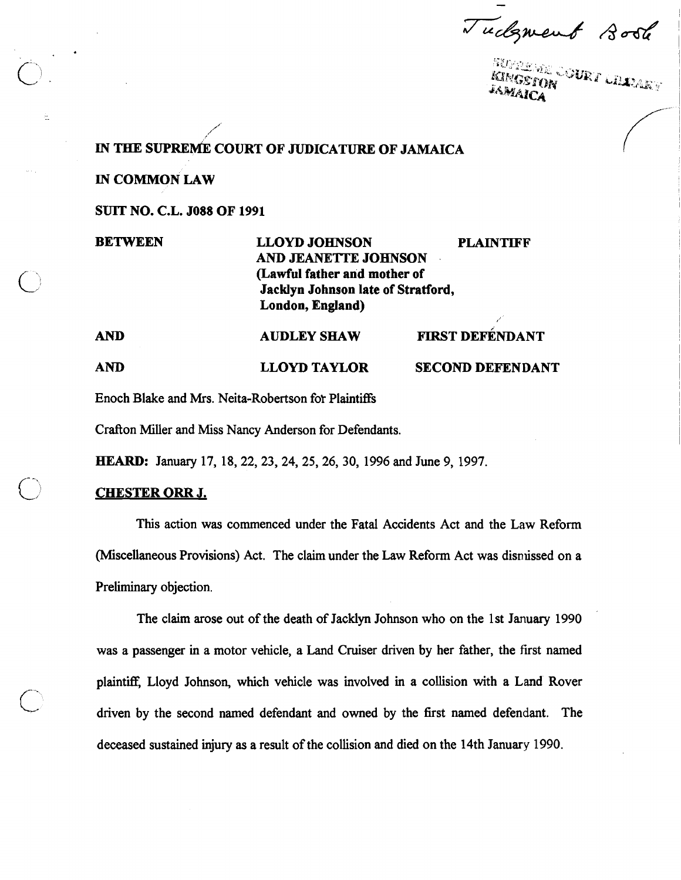Judgment Book

SUPREME COURT LIBRARY
KINGSTON
JAMAICA

**IN THE SUPREME COURT OF JUDICATURE OF JAMAICA**

**IN COMMON LAW**

**SUIT NO. C.L. J088 OF 1991**

| | | |
|---|---|---|
| **BETWEEN** | **LLOYD JOHNSON AND JEANETTE JOHNSON (Lawful father and mother of Jacklyn Johnson late of Stratford, London, England)** | **PLAINTIFF** |
| **AND** | **AUDLEY SHAW** | **FIRST DEFENDANT** |
| **AND** | **LLOYD TAYLOR** | **SECOND DEFENDANT** |

Enoch Blake and Mrs. Neita-Robertson for Plaintiffs

Crafton Miller and Miss Nancy Anderson for Defendants.

**HEARD:** January 17, 18, 22, 23, 24, 25, 26, 30, 1996 and June 9, 1997.

**CHESTER ORR J.**

This action was commenced under the Fatal Accidents Act and the Law Reform (Miscellaneous Provisions) Act. The claim under the Law Reform Act was dismissed on a Preliminary objection.

The claim arose out of the death of Jacklyn Johnson who on the 1st January 1990 was a passenger in a motor vehicle, a Land Cruiser driven by her father, the first named plaintiff, Lloyd Johnson, which vehicle was involved in a collision with a Land Rover driven by the second named defendant and owned by the first named defendant. The deceased sustained injury as a result of the collision and died on the 14th January 1990.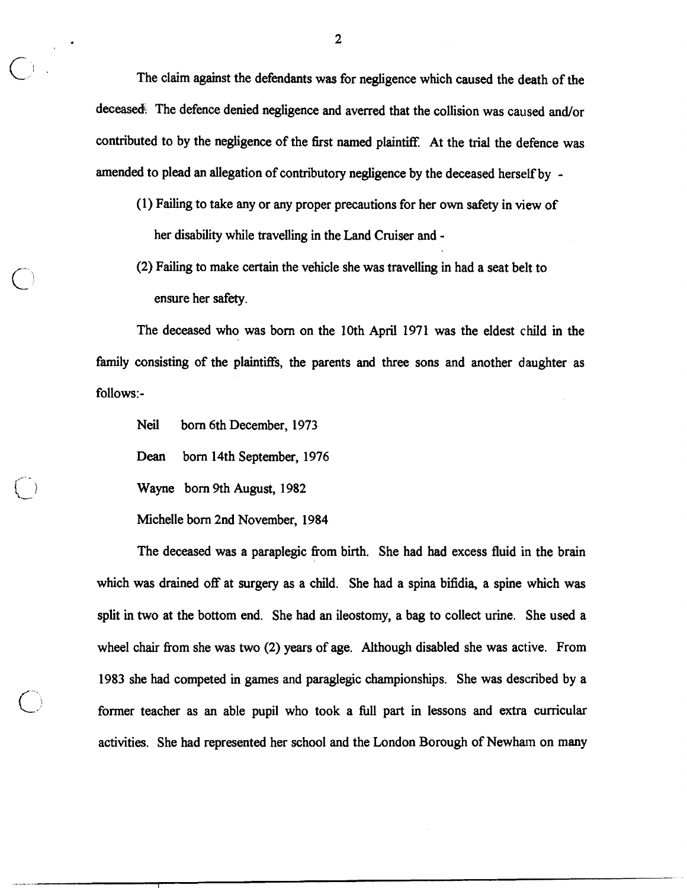The claim against the defendants was for negligence which caused the death of the deceased. The defence denied negligence and averred that the collision was caused and/or contributed to by the negligence of the first named plaintiff. At the trial the defence was amended to plead an allegation of contributory negligence by the deceased herself by -

(1) Failing to take any or any proper precautions for her own safety in view of her disability while travelling in the Land Cruiser and -

(2) Failing to make certain the vehicle she was travelling in had a seat belt to ensure her safety.

The deceased who was born on the 10th April 1971 was the eldest child in the family consisting of the plaintiffs, the parents and three sons and another daughter as follows:-

Neil born 6th December, 1973

Dean born 14th September, 1976

Wayne born 9th August, 1982

Michelle born 2nd November, 1984

The deceased was a paraplegic from birth. She had had excess fluid in the brain which was drained off at surgery as a child. She had a spina bifidia, a spine which was split in two at the bottom end. She had an ileostomy, a bag to collect urine. She used a wheel chair from she was two (2) years of age. Although disabled she was active. From 1983 she had competed in games and paraglegic championships. She was described by a former teacher as an able pupil who took a full part in lessons and extra curricular activities. She had represented her school and the London Borough of Newham on many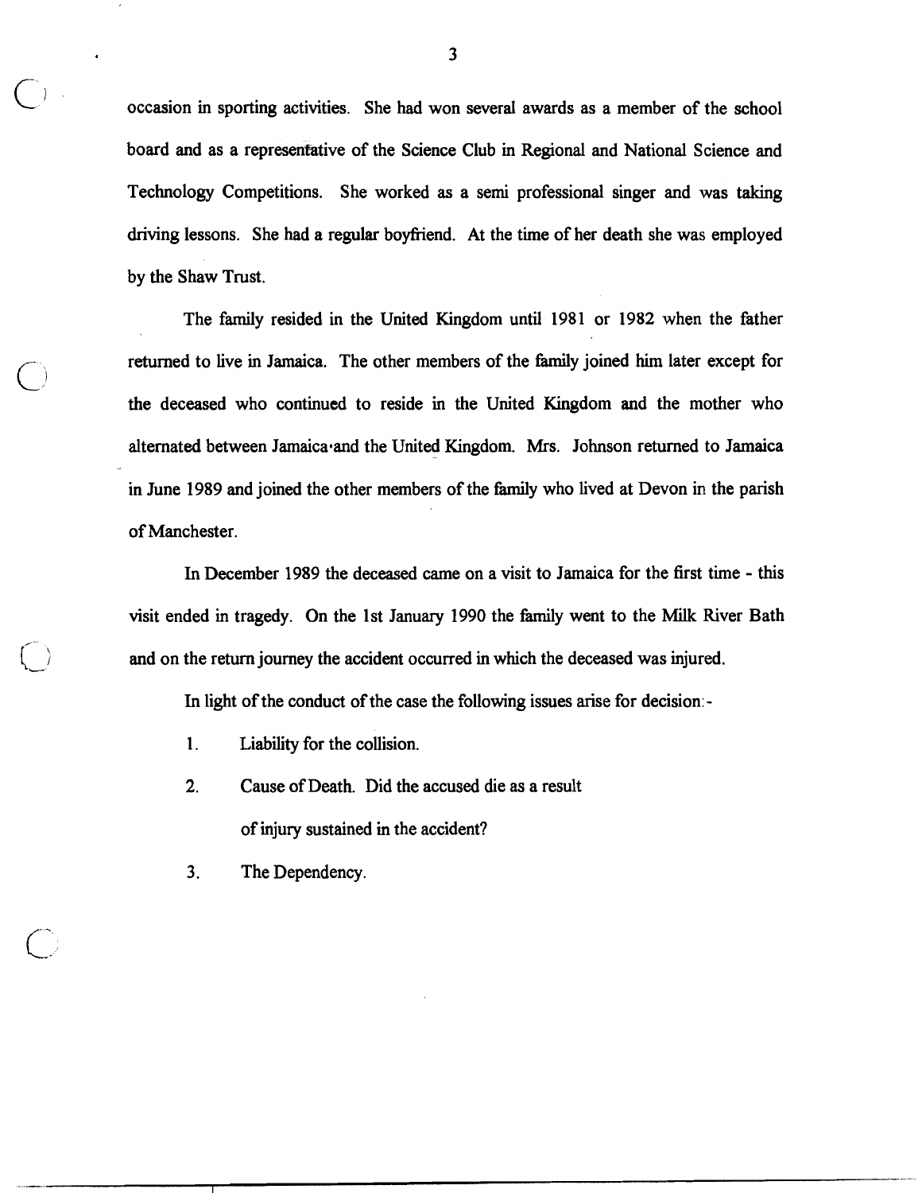occasion in sporting activities. She had won several awards as a member of the school board and as a representative of the Science Club in Regional and National Science and Technology Competitions. She worked as a semi professional singer and was taking driving lessons. She had a regular boyfriend. At the time of her death she was employed by the Shaw Trust.

The family resided in the United Kingdom until 1981 or 1982 when the father returned to live in Jamaica. The other members of the family joined him later except for the deceased who continued to reside in the United Kingdom and the mother who alternated between Jamaica and the United Kingdom. Mrs. Johnson returned to Jamaica in June 1989 and joined the other members of the family who lived at Devon in the parish of Manchester.

In December 1989 the deceased came on a visit to Jamaica for the first time - this visit ended in tragedy. On the 1st January 1990 the family went to the Milk River Bath and on the return journey the accident occurred in which the deceased was injured.

In light of the conduct of the case the following issues arise for decision:-

1. Liability for the collision.
2. Cause of Death. Did the accused die as a result of injury sustained in the accident?
3. The Dependency.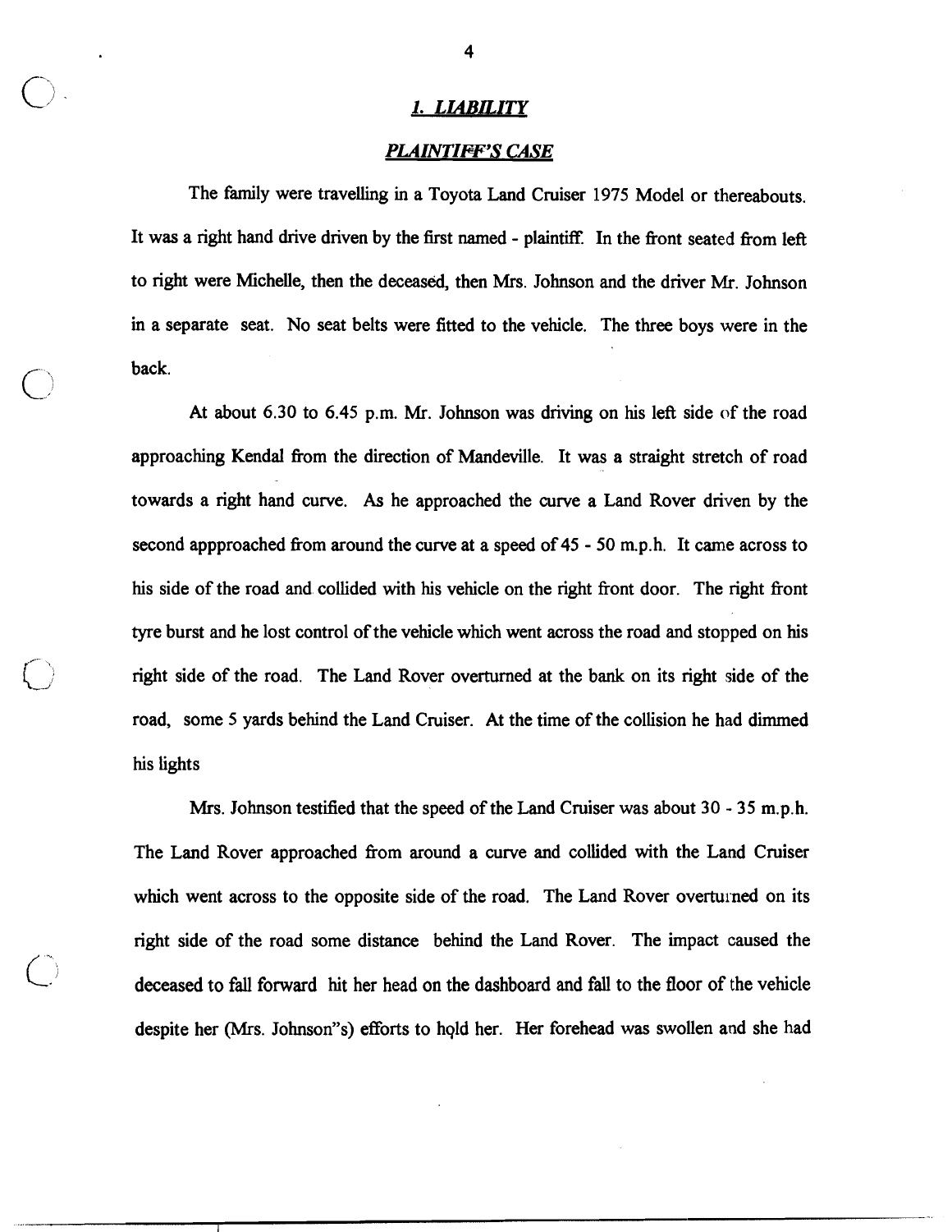## *1. LIABILITY*

### *PLAINTIFF'S CASE*

The family were travelling in a Toyota Land Cruiser 1975 Model or thereabouts. It was a right hand drive driven by the first named - plaintiff. In the front seated from left to right were Michelle, then the deceased, then Mrs. Johnson and the driver Mr. Johnson in a separate seat. No seat belts were fitted to the vehicle. The three boys were in the back.

At about 6.30 to 6.45 p.m. Mr. Johnson was driving on his left side of the road approaching Kendal from the direction of Mandeville. It was a straight stretch of road towards a right hand curve. As he approached the curve a Land Rover driven by the second appproached from around the curve at a speed of 45 - 50 m.p.h. It came across to his side of the road and collided with his vehicle on the right front door. The right front tyre burst and he lost control of the vehicle which went across the road and stopped on his right side of the road. The Land Rover overturned at the bank on its right side of the road, some 5 yards behind the Land Cruiser. At the time of the collision he had dimmed his lights

Mrs. Johnson testified that the speed of the Land Cruiser was about 30 - 35 m.p.h. The Land Rover approached from around a curve and collided with the Land Cruiser which went across to the opposite side of the road. The Land Rover overturned on its right side of the road some distance behind the Land Rover. The impact caused the deceased to fall forward hit her head on the dashboard and fall to the floor of the vehicle despite her (Mrs. Johnson"s) efforts to hold her. Her forehead was swollen and she had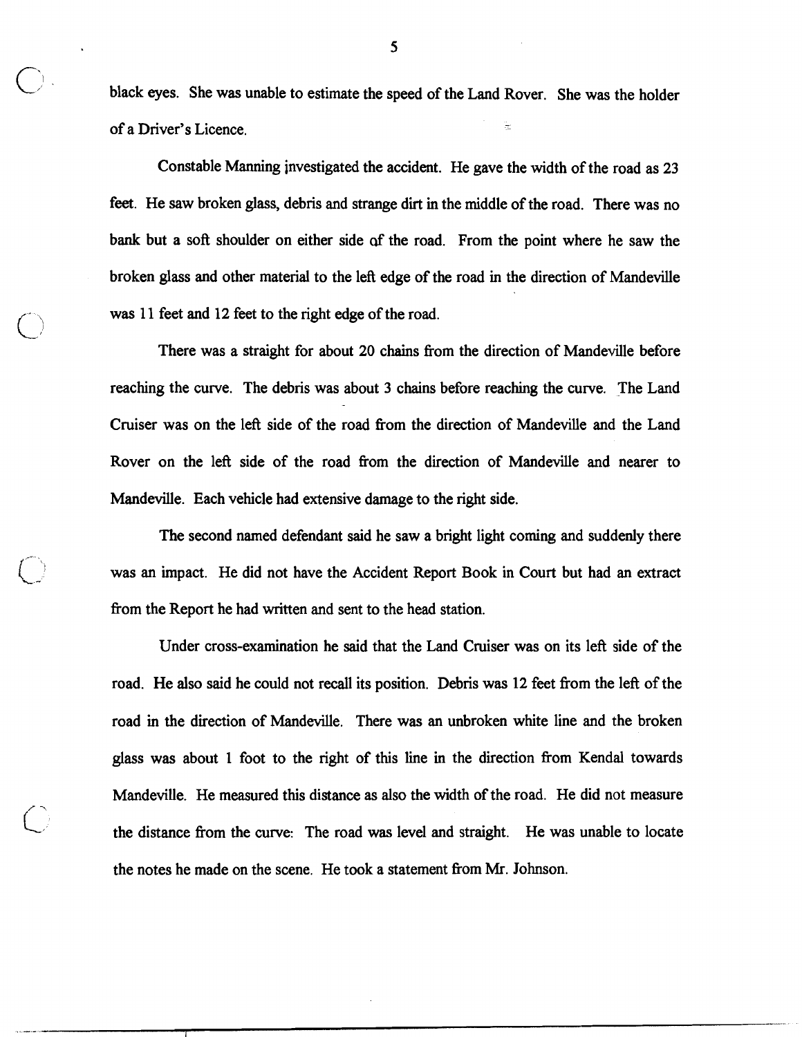black eyes. She was unable to estimate the speed of the Land Rover. She was the holder of a Driver's Licence.

Constable Manning investigated the accident. He gave the width of the road as 23 feet. He saw broken glass, debris and strange dirt in the middle of the road. There was no bank but a soft shoulder on either side of the road. From the point where he saw the broken glass and other material to the left edge of the road in the direction of Mandeville was 11 feet and 12 feet to the right edge of the road.

There was a straight for about 20 chains from the direction of Mandeville before reaching the curve. The debris was about 3 chains before reaching the curve. The Land Cruiser was on the left side of the road from the direction of Mandeville and the Land Rover on the left side of the road from the direction of Mandeville and nearer to Mandeville. Each vehicle had extensive damage to the right side.

The second named defendant said he saw a bright light coming and suddenly there was an impact. He did not have the Accident Report Book in Court but had an extract from the Report he had written and sent to the head station.

Under cross-examination he said that the Land Cruiser was on its left side of the road. He also said he could not recall its position. Debris was 12 feet from the left of the road in the direction of Mandeville. There was an unbroken white line and the broken glass was about 1 foot to the right of this line in the direction from Kendal towards Mandeville. He measured this distance as also the width of the road. He did not measure the distance from the curve: The road was level and straight. He was unable to locate the notes he made on the scene. He took a statement from Mr. Johnson.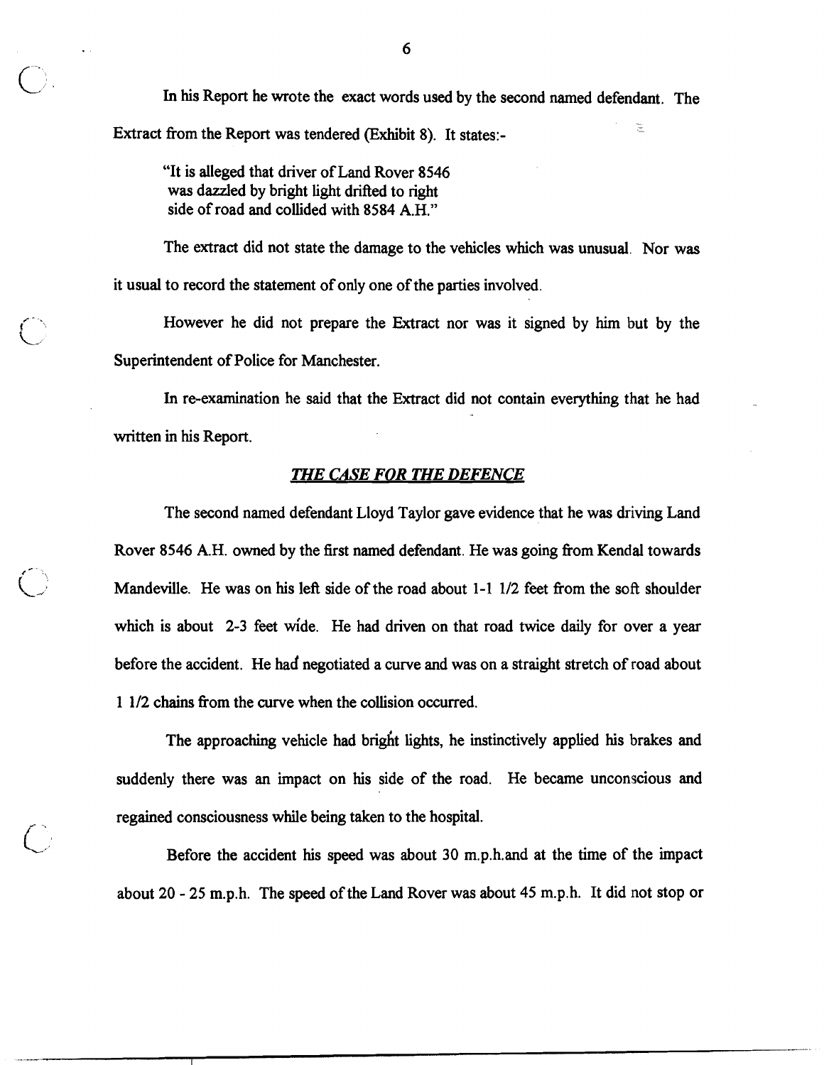In his Report he wrote the exact words used by the second named defendant. The Extract from the Report was tendered (Exhibit 8). It states:-

> "It is alleged that driver of Land Rover 8546 was dazzled by bright light drifted to right side of road and collided with 8584 A.H."

The extract did not state the damage to the vehicles which was unusual. Nor was it usual to record the statement of only one of the parties involved.

However he did not prepare the Extract nor was it signed by him but by the Superintendent of Police for Manchester.

In re-examination he said that the Extract did not contain everything that he had written in his Report.

## *THE CASE FOR THE DEFENCE*

The second named defendant Lloyd Taylor gave evidence that he was driving Land Rover 8546 A.H. owned by the first named defendant. He was going from Kendal towards Mandeville. He was on his left side of the road about 1-1 1/2 feet from the soft shoulder which is about 2-3 feet wide. He had driven on that road twice daily for over a year before the accident. He had negotiated a curve and was on a straight stretch of road about 1 1/2 chains from the curve when the collision occurred.

The approaching vehicle had bright lights, he instinctively applied his brakes and suddenly there was an impact on his side of the road. He became unconscious and regained consciousness while being taken to the hospital.

Before the accident his speed was about 30 m.p.h.and at the time of the impact about 20 - 25 m.p.h. The speed of the Land Rover was about 45 m.p.h. It did not stop or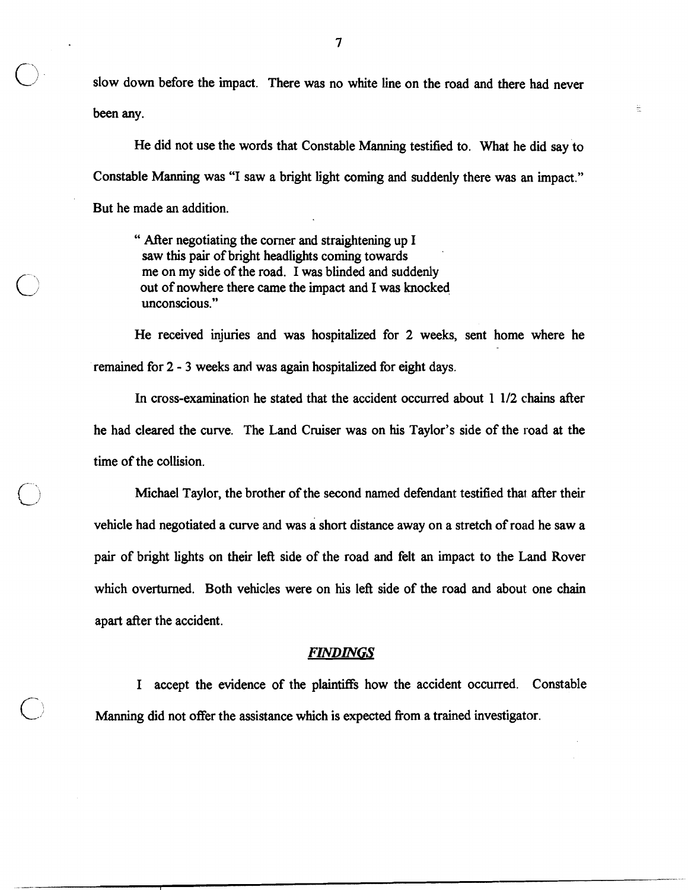slow down before the impact. There was no white line on the road and there had never been any.

He did not use the words that Constable Manning testified to. What he did say to Constable Manning was "I saw a bright light coming and suddenly there was an impact." But he made an addition.

> " After negotiating the corner and straightening up I saw this pair of bright headlights coming towards me on my side of the road. I was blinded and suddenly out of nowhere there came the impact and I was knocked unconscious."

He received injuries and was hospitalized for 2 weeks, sent home where he remained for 2 - 3 weeks and was again hospitalized for eight days.

In cross-examination he stated that the accident occurred about 1 1/2 chains after he had cleared the curve. The Land Cruiser was on his Taylor's side of the road at the time of the collision.

Michael Taylor, the brother of the second named defendant testified that after their vehicle had negotiated a curve and was a short distance away on a stretch of road he saw a pair of bright lights on their left side of the road and felt an impact to the Land Rover which overturned. Both vehicles were on his left side of the road and about one chain apart after the accident.

## ***FINDINGS***

I accept the evidence of the plaintiffs how the accident occurred. Constable Manning did not offer the assistance which is expected from a trained investigator.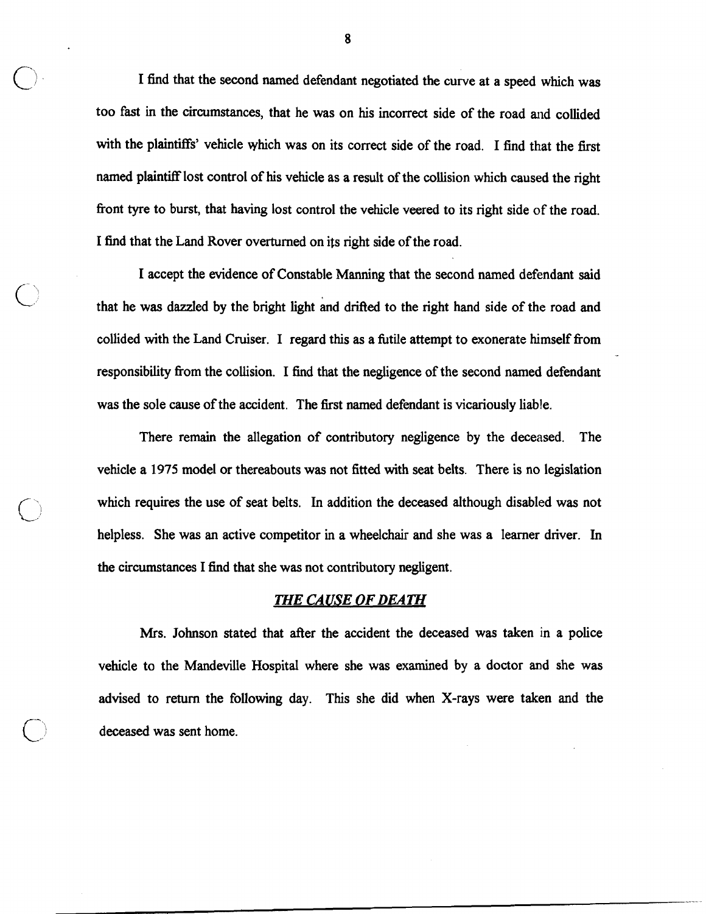I find that the second named defendant negotiated the curve at a speed which was too fast in the circumstances, that he was on his incorrect side of the road and collided with the plaintiffs' vehicle which was on its correct side of the road. I find that the first named plaintiff lost control of his vehicle as a result of the collision which caused the right front tyre to burst, that having lost control the vehicle veered to its right side of the road. I find that the Land Rover overturned on its right side of the road.

I accept the evidence of Constable Manning that the second named defendant said that he was dazzled by the bright light and drifted to the right hand side of the road and collided with the Land Cruiser. I regard this as a futile attempt to exonerate himself from responsibility from the collision. I find that the negligence of the second named defendant was the sole cause of the accident. The first named defendant is vicariously liable.

There remain the allegation of contributory negligence by the deceased. The vehicle a 1975 model or thereabouts was not fitted with seat belts. There is no legislation which requires the use of seat belts. In addition the deceased although disabled was not helpless. She was an active competitor in a wheelchair and she was a learner driver. In the circumstances I find that she was not contributory negligent.

## *THE CAUSE OF DEATH*

Mrs. Johnson stated that after the accident the deceased was taken in a police vehicle to the Mandeville Hospital where she was examined by a doctor and she was advised to return the following day. This she did when X-rays were taken and the deceased was sent home.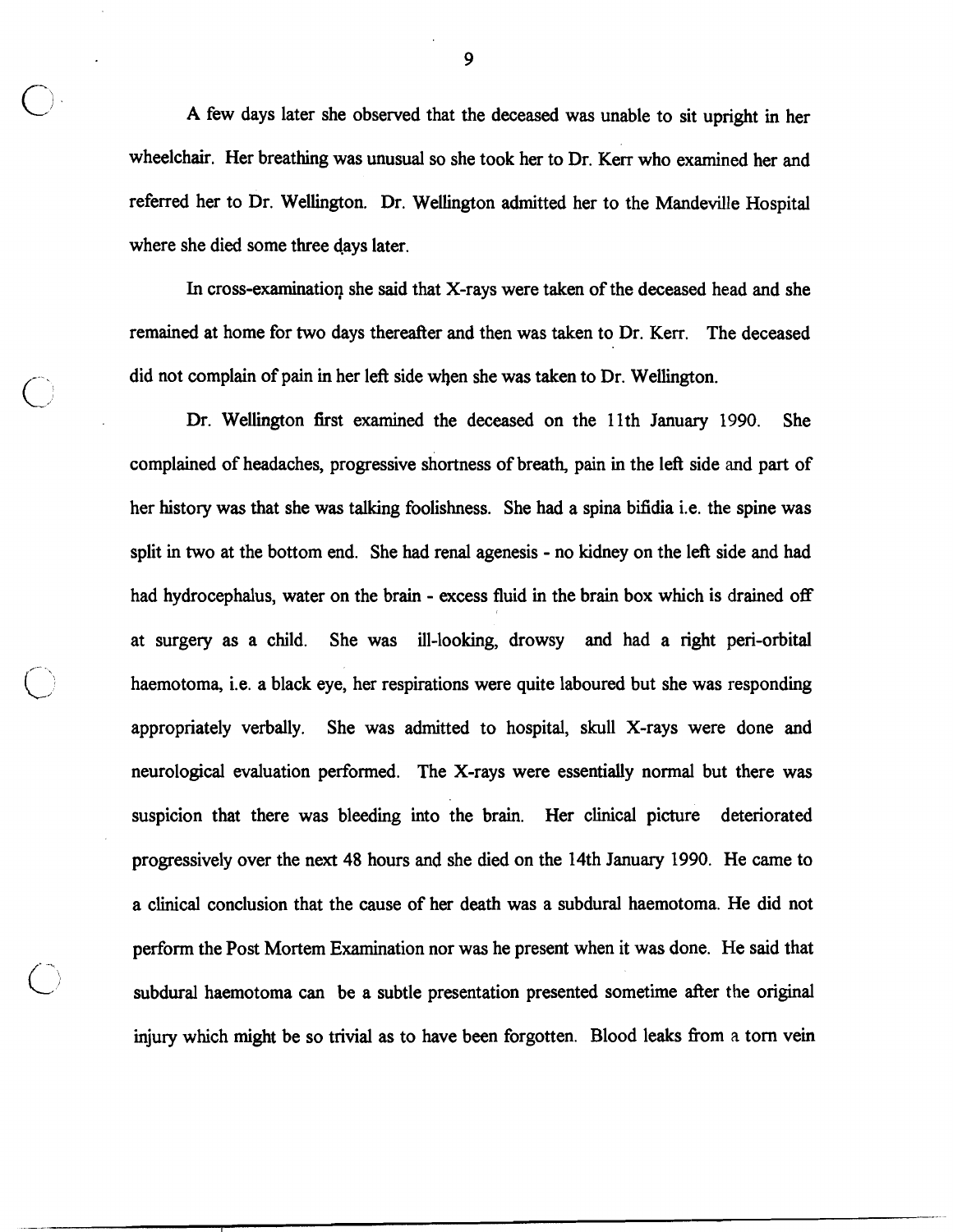A few days later she observed that the deceased was unable to sit upright in her wheelchair. Her breathing was unusual so she took her to Dr. Kerr who examined her and referred her to Dr. Wellington. Dr. Wellington admitted her to the Mandeville Hospital where she died some three days later.

In cross-examination she said that X-rays were taken of the deceased head and she remained at home for two days thereafter and then was taken to Dr. Kerr. The deceased did not complain of pain in her left side when she was taken to Dr. Wellington.

Dr. Wellington first examined the deceased on the 11th January 1990. She complained of headaches, progressive shortness of breath, pain in the left side and part of her history was that she was talking foolishness. She had a spina bifidia i.e. the spine was split in two at the bottom end. She had renal agenesis - no kidney on the left side and had had hydrocephalus, water on the brain - excess fluid in the brain box which is drained off at surgery as a child. She was ill-looking, drowsy and had a right peri-orbital haemotoma, i.e. a black eye, her respirations were quite laboured but she was responding appropriately verbally. She was admitted to hospital, skull X-rays were done and neurological evaluation performed. The X-rays were essentially normal but there was suspicion that there was bleeding into the brain. Her clinical picture deteriorated progressively over the next 48 hours and she died on the 14th January 1990. He came to a clinical conclusion that the cause of her death was a subdural haemotoma. He did not perform the Post Mortem Examination nor was he present when it was done. He said that subdural haemotoma can be a subtle presentation presented sometime after the original injury which might be so trivial as to have been forgotten. Blood leaks from a torn vein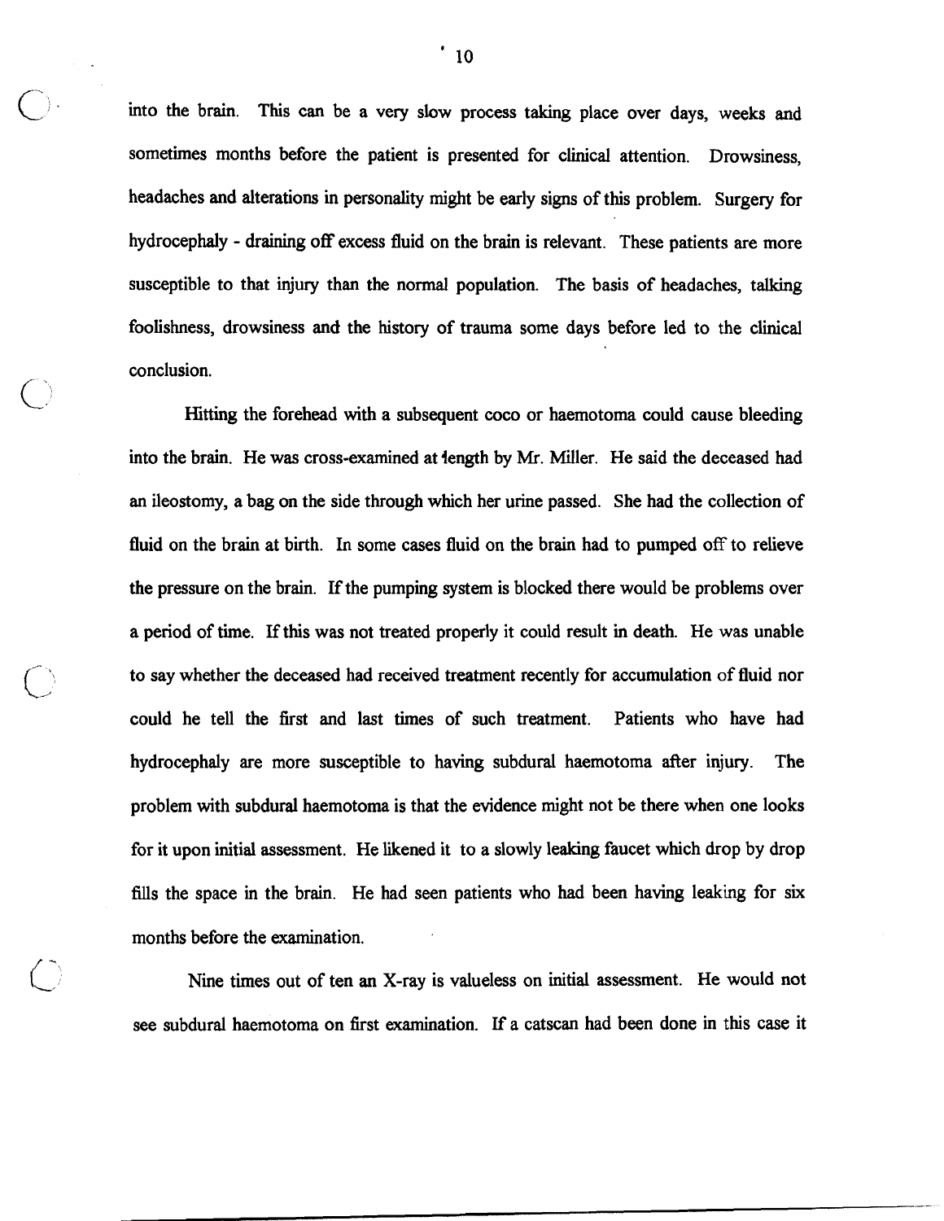into the brain. This can be a very slow process taking place over days, weeks and sometimes months before the patient is presented for clinical attention. Drowsiness, headaches and alterations in personality might be early signs of this problem. Surgery for hydrocephaly - draining off excess fluid on the brain is relevant. These patients are more susceptible to that injury than the normal population. The basis of headaches, talking foolishness, drowsiness and the history of trauma some days before led to the clinical conclusion.

Hitting the forehead with a subsequent coco or haemotoma could cause bleeding into the brain. He was cross-examined at length by Mr. Miller. He said the deceased had an ileostomy, a bag on the side through which her urine passed. She had the collection of fluid on the brain at birth. In some cases fluid on the brain had to pumped off to relieve the pressure on the brain. If the pumping system is blocked there would be problems over a period of time. If this was not treated properly it could result in death. He was unable to say whether the deceased had received treatment recently for accumulation of fluid nor could he tell the first and last times of such treatment. Patients who have had hydrocephaly are more susceptible to having subdural haemotoma after injury. The problem with subdural haemotoma is that the evidence might not be there when one looks for it upon initial assessment. He likened it to a slowly leaking faucet which drop by drop fills the space in the brain. He had seen patients who had been having leaking for six months before the examination.

Nine times out of ten an X-ray is valueless on initial assessment. He would not see subdural haemotoma on first examination. If a catscan had been done in this case it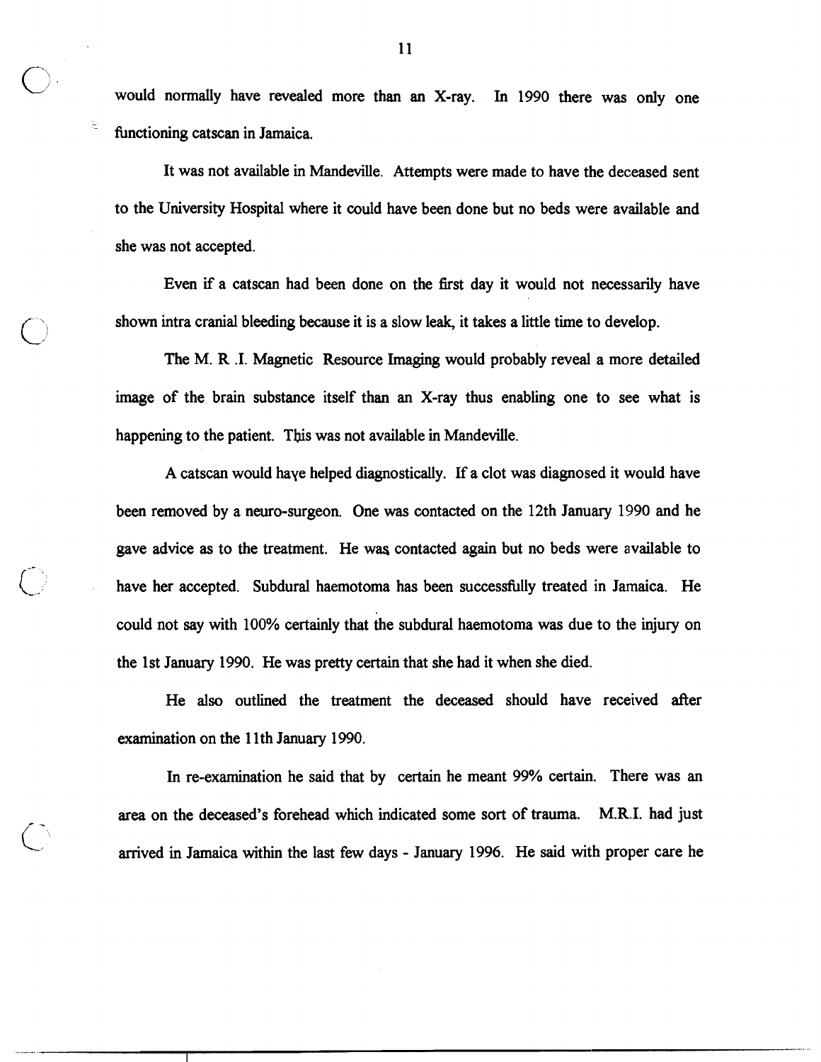would normally have revealed more than an X-ray. In 1990 there was only one functioning catscan in Jamaica.

It was not available in Mandeville. Attempts were made to have the deceased sent to the University Hospital where it could have been done but no beds were available and she was not accepted.

Even if a catscan had been done on the first day it would not necessarily have shown intra cranial bleeding because it is a slow leak, it takes a little time to develop.

The M. R .I. Magnetic Resource Imaging would probably reveal a more detailed image of the brain substance itself than an X-ray thus enabling one to see what is happening to the patient. This was not available in Mandeville.

A catscan would have helped diagnostically. If a clot was diagnosed it would have been removed by a neuro-surgeon. One was contacted on the 12th January 1990 and he gave advice as to the treatment. He was contacted again but no beds were available to have her accepted. Subdural haemotoma has been successfully treated in Jamaica. He could not say with 100% certainly that the subdural haemotoma was due to the injury on the 1st January 1990. He was pretty certain that she had it when she died.

He also outlined the treatment the deceased should have received after examination on the 11th January 1990.

In re-examination he said that by certain he meant 99% certain. There was an area on the deceased's forehead which indicated some sort of trauma. M.R.I. had just arrived in Jamaica within the last few days - January 1996. He said with proper care he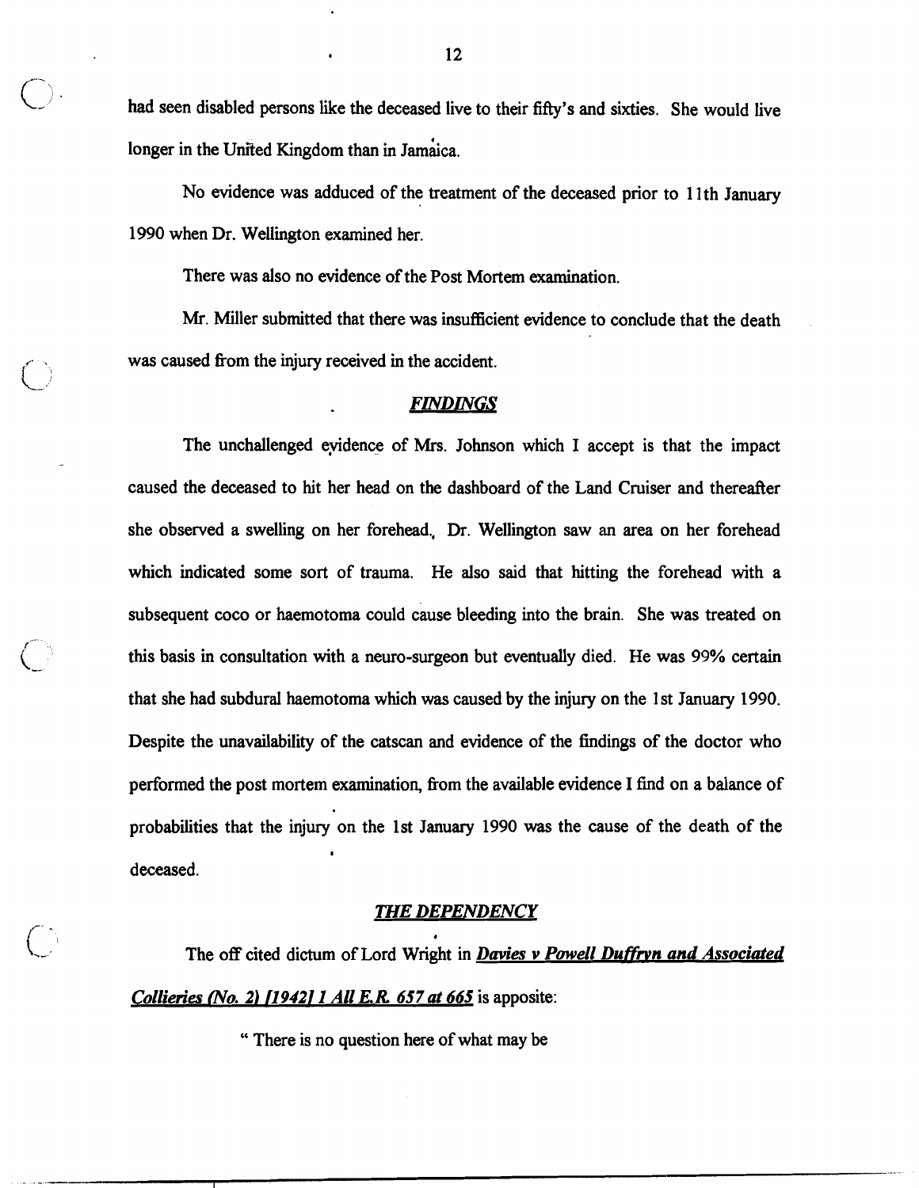had seen disabled persons like the deceased live to their fifty's and sixties. She would live longer in the United Kingdom than in Jamaica.

No evidence was adduced of the treatment of the deceased prior to 11th January 1990 when Dr. Wellington examined her.

There was also no evidence of the Post Mortem examination.

Mr. Miller submitted that there was insufficient evidence to conclude that the death was caused from the injury received in the accident.

## *FINDINGS*

The unchallenged evidence of Mrs. Johnson which I accept is that the impact caused the deceased to hit her head on the dashboard of the Land Cruiser and thereafter she observed a swelling on her forehead. Dr. Wellington saw an area on her forehead which indicated some sort of trauma. He also said that hitting the forehead with a subsequent coco or haemotoma could cause bleeding into the brain. She was treated on this basis in consultation with a neuro-surgeon but eventually died. He was 99% certain that she had subdural haemotoma which was caused by the injury on the 1st January 1990. Despite the unavailability of the catscan and evidence of the findings of the doctor who performed the post mortem examination, from the available evidence I find on a balance of probabilities that the injury on the 1st January 1990 was the cause of the death of the deceased.

## *THE DEPENDENCY*

The off cited dictum of Lord Wright in ***Davies v Powell Duffryn and Associated Collieries (No. 2) [1942] 1 All E.R. 657 at 665*** is apposite:

> " There is no question here of what may be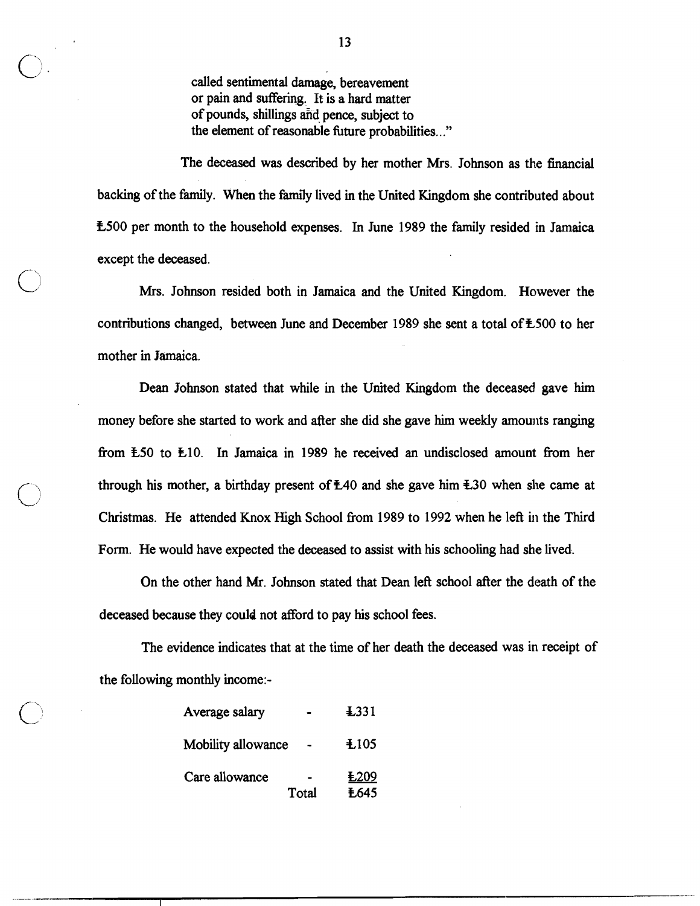> called sentimental damage, bereavement
> or pain and suffering. It is a hard matter
> of pounds, shillings and pence, subject to
> the element of reasonable future probabilities..."

The deceased was described by her mother Mrs. Johnson as the financial backing of the family. When the family lived in the United Kingdom she contributed about £500 per month to the household expenses. In June 1989 the family resided in Jamaica except the deceased.

Mrs. Johnson resided both in Jamaica and the United Kingdom. However the contributions changed, between June and December 1989 she sent a total of £500 to her mother in Jamaica.

Dean Johnson stated that while in the United Kingdom the deceased gave him money before she started to work and after she did she gave him weekly amounts ranging from £50 to £10. In Jamaica in 1989 he received an undisclosed amount from her through his mother, a birthday present of £40 and she gave him £30 when she came at Christmas. He attended Knox High School from 1989 to 1992 when he left in the Third Form. He would have expected the deceased to assist with his schooling had she lived.

On the other hand Mr. Johnson stated that Dean left school after the death of the deceased because they could not afford to pay his school fees.

The evidence indicates that at the time of her death the deceased was in receipt of the following monthly income:-

| | | |
|---|---|---|
| Average salary | - | £331 |
| Mobility allowance | - | £105 |
| Care allowance | - | £209 |
| | Total | £645 |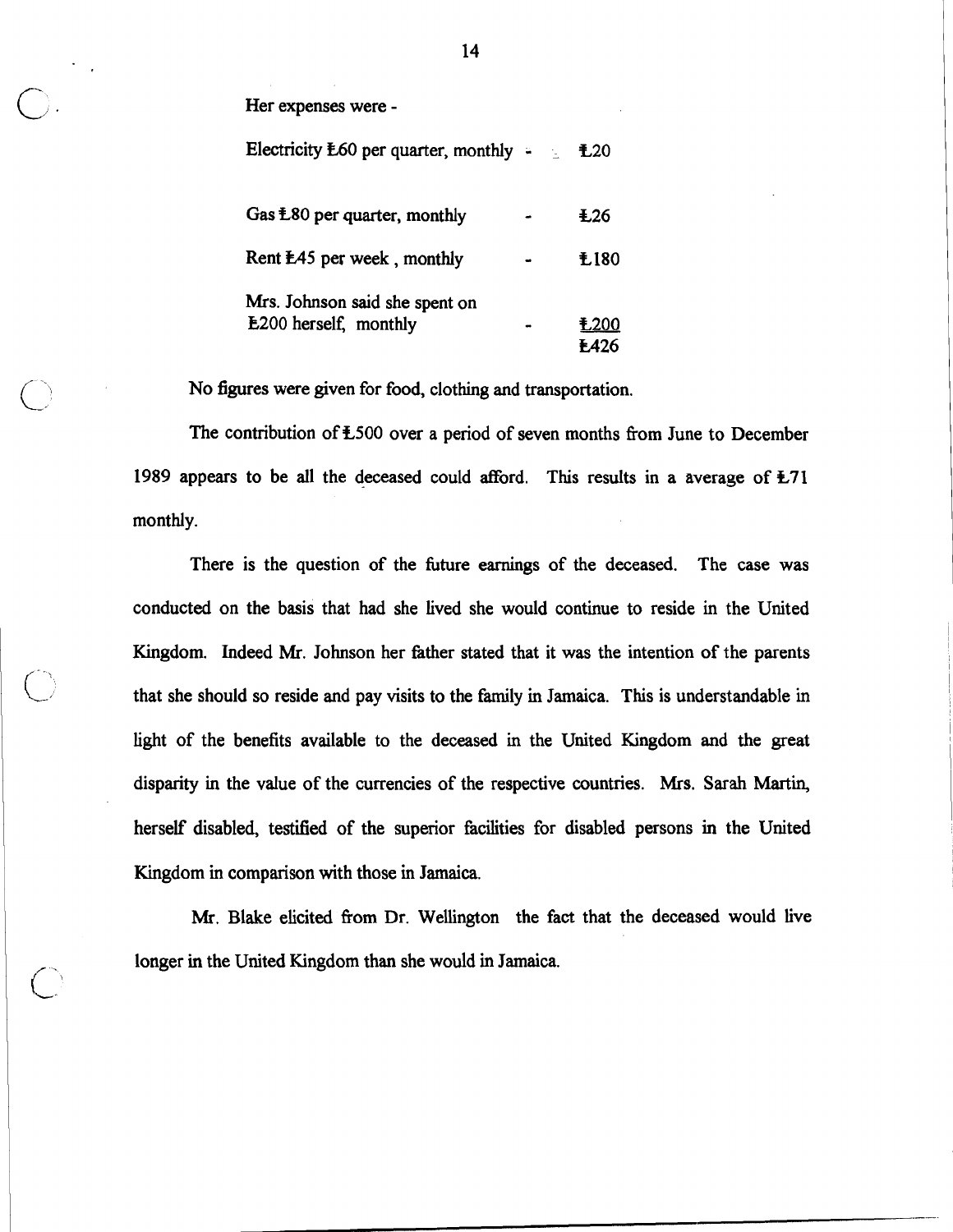Her expenses were -

| | | |
|---|---|---|
| Electricity £60 per quarter, monthly | - | £20 |
| Gas £80 per quarter, monthly | - | £26 |
| Rent £45 per week , monthly | - | £180 |
| Mrs. Johnson said she spent on £200 herself, monthly | - | £200 |
| | | £426 |

No figures were given for food, clothing and transportation.

The contribution of £500 over a period of seven months from June to December 1989 appears to be all the deceased could afford. This results in a average of £71 monthly.

There is the question of the future earnings of the deceased. The case was conducted on the basis that had she lived she would continue to reside in the United Kingdom. Indeed Mr. Johnson her father stated that it was the intention of the parents that she should so reside and pay visits to the family in Jamaica. This is understandable in light of the benefits available to the deceased in the United Kingdom and the great disparity in the value of the currencies of the respective countries. Mrs. Sarah Martin, herself disabled, testified of the superior facilities for disabled persons in the United Kingdom in comparison with those in Jamaica.

Mr. Blake elicited from Dr. Wellington the fact that the deceased would live longer in the United Kingdom than she would in Jamaica.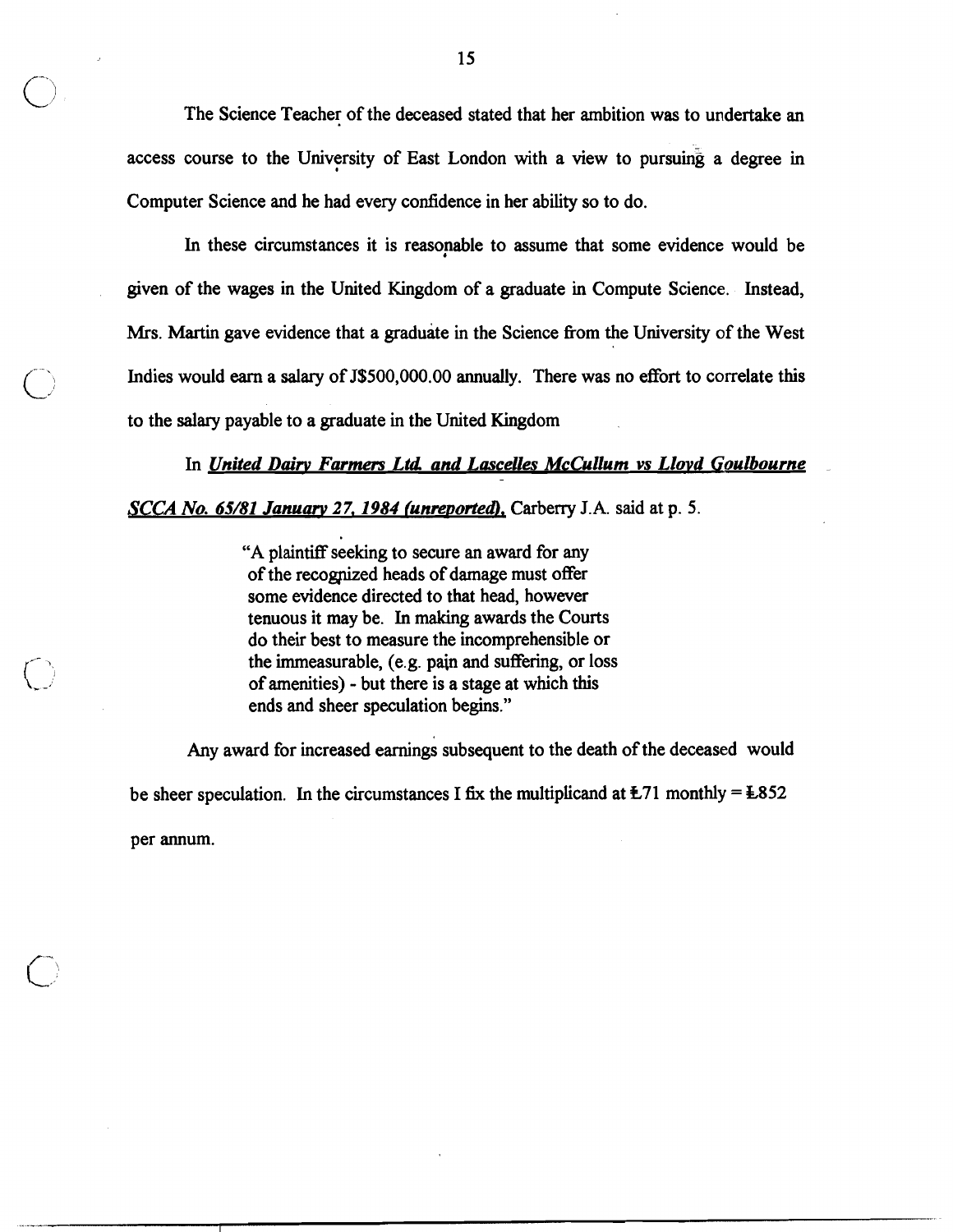The Science Teacher of the deceased stated that her ambition was to undertake an access course to the University of East London with a view to pursuing a degree in Computer Science and he had every confidence in her ability so to do.

In these circumstances it is reasonable to assume that some evidence would be given of the wages in the United Kingdom of a graduate in Compute Science. Instead, Mrs. Martin gave evidence that a graduate in the Science from the University of the West Indies would earn a salary of J$500,000.00 annually. There was no effort to correlate this to the salary payable to a graduate in the United Kingdom

In ***United Dairy Farmers Ltd. and Lascelles McCullum vs Lloyd Goulbourne SCCA No. 65/81 January 27, 1984 (unreported),*** Carberry J.A. said at p. 5.

> "A plaintiff seeking to secure an award for any of the recognized heads of damage must offer some evidence directed to that head, however tenuous it may be. In making awards the Courts do their best to measure the incomprehensible or the immeasurable, (e.g. pain and suffering, or loss of amenities) - but there is a stage at which this ends and sheer speculation begins."

Any award for increased earnings subsequent to the death of the deceased would be sheer speculation. In the circumstances I fix the multiplicand at £71 monthly = £852 per annum.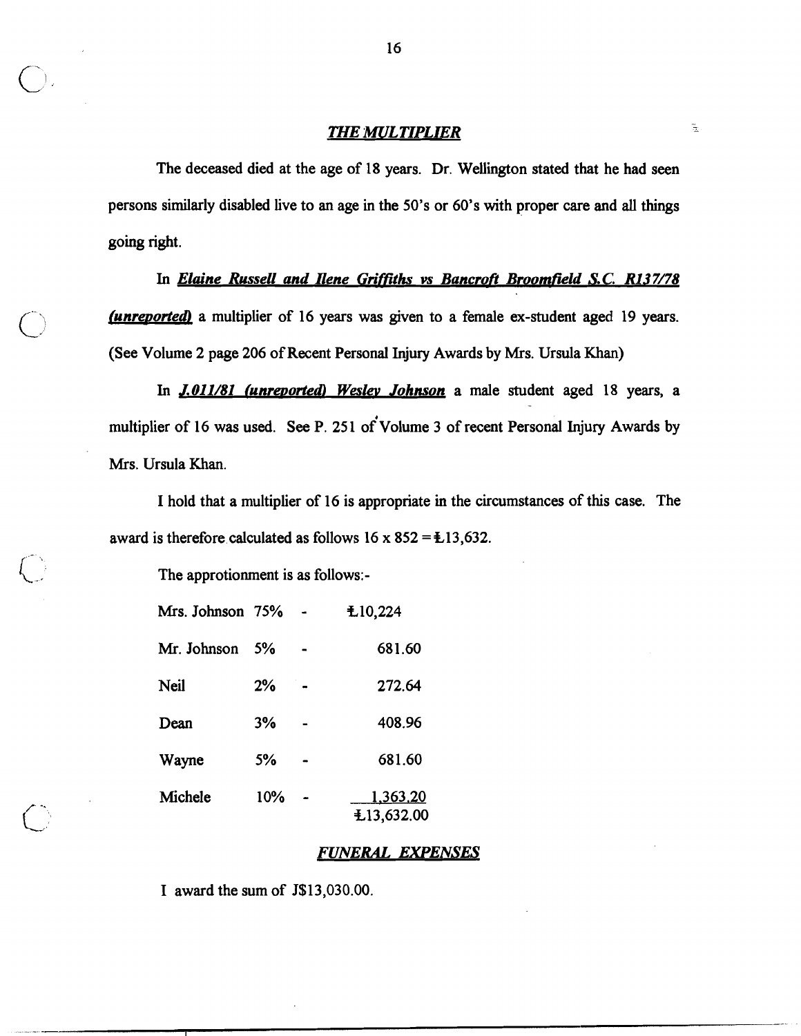## *THE MULTIPLIER*

The deceased died at the age of 18 years. Dr. Wellington stated that he had seen persons similarly disabled live to an age in the 50's or 60's with proper care and all things going right.

In ***Elaine Russell and Ilene Griffiths vs Bancroft Broomfield S.C. R137/78 (unreported)*** a multiplier of 16 years was given to a female ex-student aged 19 years. (See Volume 2 page 206 of Recent Personal Injury Awards by Mrs. Ursula Khan)

In ***J.011/81 (unreported) Wesley Johnson*** a male student aged 18 years, a multiplier of 16 was used. See P. 251 of Volume 3 of recent Personal Injury Awards by Mrs. Ursula Khan.

I hold that a multiplier of 16 is appropriate in the circumstances of this case. The award is therefore calculated as follows 16 x 852 = Ł13,632.

The approtionment is as follows:-

| | | | |
|---|---|---|---|
| Mrs. Johnson | 75% | - | Ł10,224 |
| Mr. Johnson | 5% | - | 681.60 |
| Neil | 2% | - | 272.64 |
| Dean | 3% | - | 408.96 |
| Wayne | 5% | - | 681.60 |
| Michele | 10% | - | 1,363.20 |
| | | | Ł13,632.00 |

## *FUNERAL EXPENSES*

I award the sum of J$13,030.00.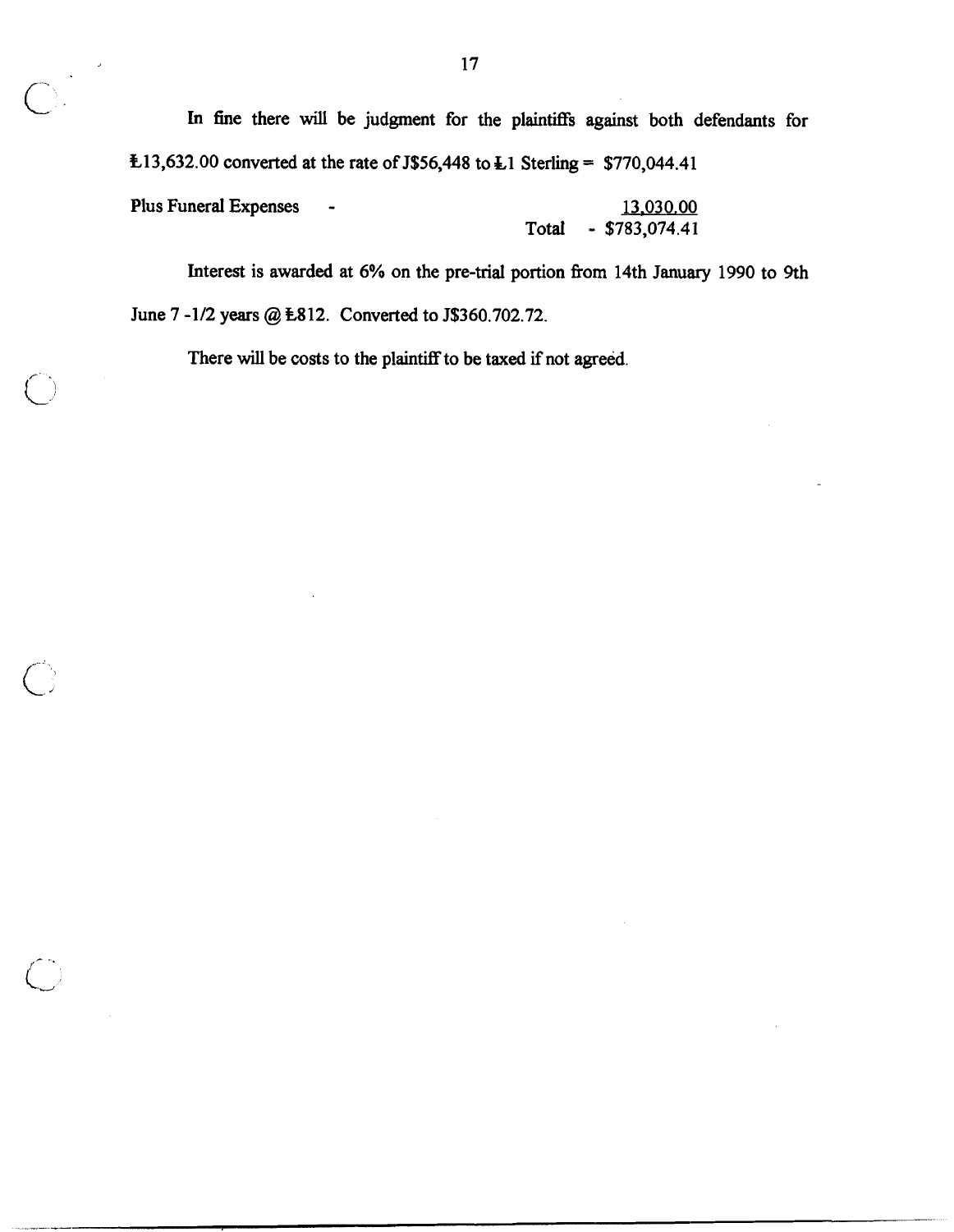In fine there will be judgment for the plaintiffs against both defendants for £13,632.00 converted at the rate of J$56,448 to £1 Sterling = $770,044.41

| | | |
|---|---|---|
| Plus Funeral Expenses - | | 13,030.00 |
| | Total | - $783,074.41 |

Interest is awarded at 6% on the pre-trial portion from 14th January 1990 to 9th June 7 -1/2 years @ £812. Converted to J$360.702.72.

There will be costs to the plaintiff to be taxed if not agreed.